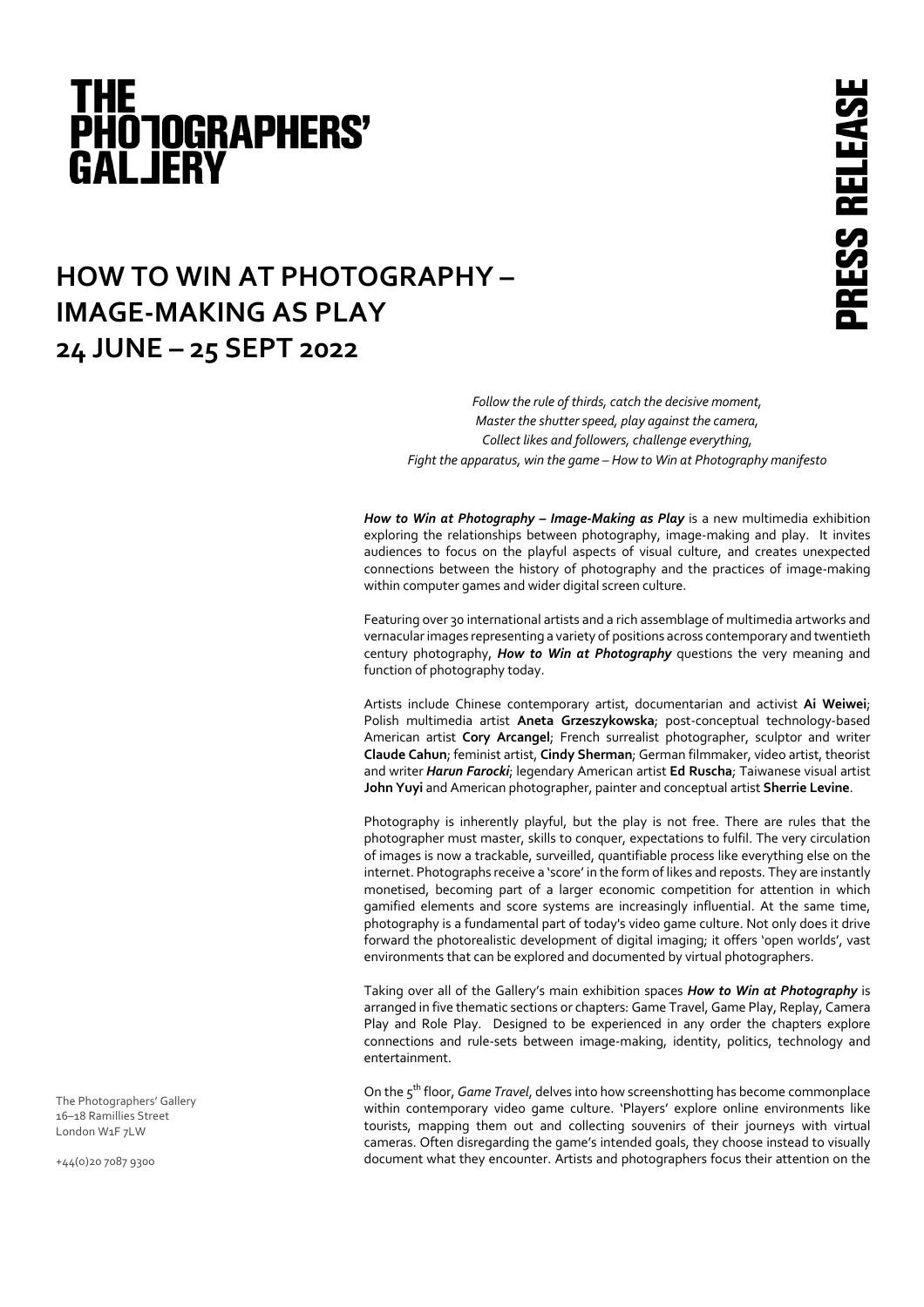THE PHOTOGRAPHERS' GALLERY

PRESS RELEASE

# HOW TO WIN AT PHOTOGRAPHY – IMAGE-MAKING AS PLAY 24 JUNE – 25 SEPT 2022

*Follow the rule of thirds, catch the decisive moment,*
*Master the shutter speed, play against the camera,*
*Collect likes and followers, challenge everything,*
*Fight the apparatus, win the game – How to Win at Photography manifesto*

***How to Win at Photography – Image-Making as Play*** is a new multimedia exhibition exploring the relationships between photography, image-making and play. It invites audiences to focus on the playful aspects of visual culture, and creates unexpected connections between the history of photography and the practices of image-making within computer games and wider digital screen culture.

Featuring over 30 international artists and a rich assemblage of multimedia artworks and vernacular images representing a variety of positions across contemporary and twentieth century photography, ***How to Win at Photography*** questions the very meaning and function of photography today.

Artists include Chinese contemporary artist, documentarian and activist **Ai Weiwei**; Polish multimedia artist **Aneta Grzeszykowska**; post-conceptual technology-based American artist **Cory Arcangel**; French surrealist photographer, sculptor and writer **Claude Cahun**; feminist artist, **Cindy Sherman**; German filmmaker, video artist, theorist and writer ***Harun Farocki***; legendary American artist **Ed Ruscha**; Taiwanese visual artist **John Yuyi** and American photographer, painter and conceptual artist **Sherrie Levine**.

Photography is inherently playful, but the play is not free. There are rules that the photographer must master, skills to conquer, expectations to fulfil. The very circulation of images is now a trackable, surveilled, quantifiable process like everything else on the internet. Photographs receive a 'score' in the form of likes and reposts. They are instantly monetised, becoming part of a larger economic competition for attention in which gamified elements and score systems are increasingly influential. At the same time, photography is a fundamental part of today's video game culture. Not only does it drive forward the photorealistic development of digital imaging; it offers 'open worlds', vast environments that can be explored and documented by virtual photographers.

Taking over all of the Gallery's main exhibition spaces ***How to Win at Photography*** is arranged in five thematic sections or chapters: Game Travel, Game Play, Replay, Camera Play and Role Play. Designed to be experienced in any order the chapters explore connections and rule-sets between image-making, identity, politics, technology and entertainment.

On the 5th floor, *Game Travel*, delves into how screenshotting has become commonplace within contemporary video game culture. 'Players' explore online environments like tourists, mapping them out and collecting souvenirs of their journeys with virtual cameras. Often disregarding the game's intended goals, they choose instead to visually document what they encounter. Artists and photographers focus their attention on the

The Photographers' Gallery
16–18 Ramillies Street
London W1F 7LW

+44(0)20 7087 9300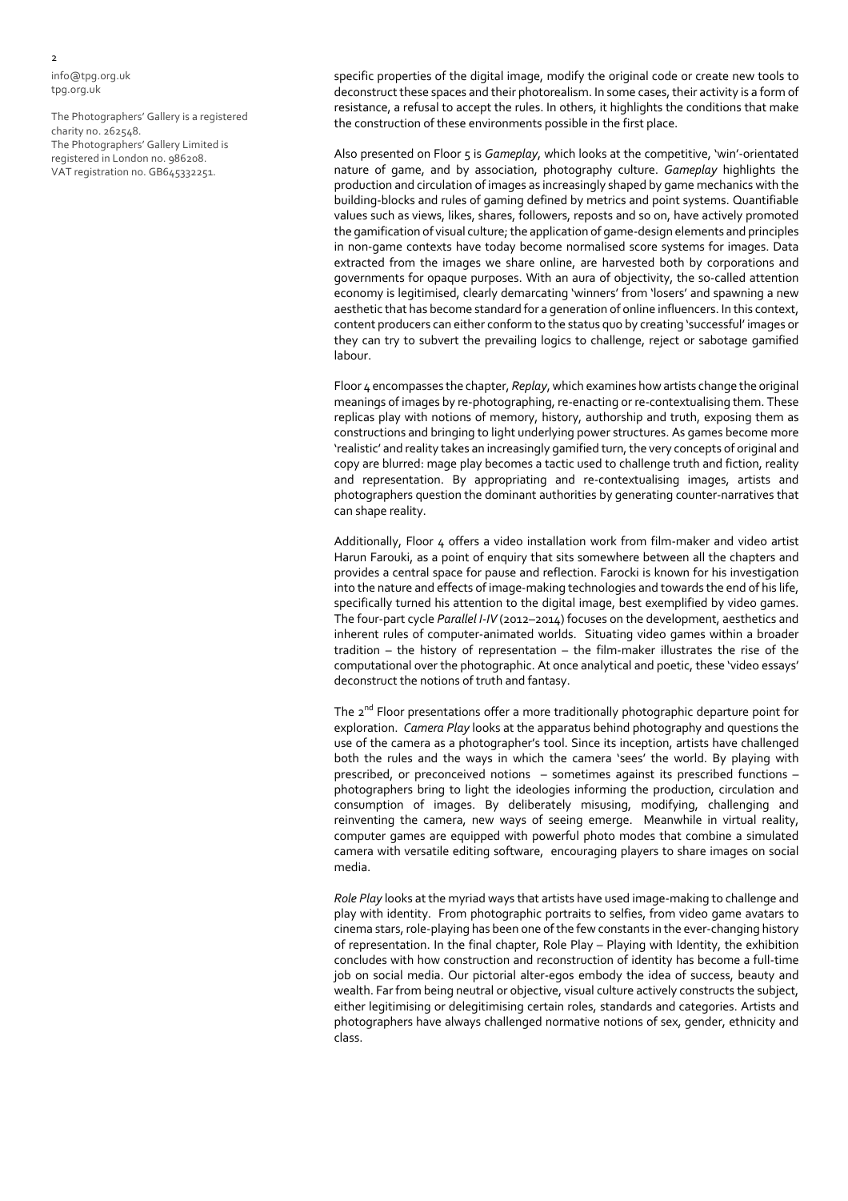info@tpg.org.uk
tpg.org.uk

The Photographers' Gallery is a registered charity no. 262548.
The Photographers' Gallery Limited is registered in London no. 986208.
VAT registration no. GB645332251.

specific properties of the digital image, modify the original code or create new tools to deconstruct these spaces and their photorealism. In some cases, their activity is a form of resistance, a refusal to accept the rules. In others, it highlights the conditions that make the construction of these environments possible in the first place.

Also presented on Floor 5 is *Gameplay*, which looks at the competitive, 'win'-orientated nature of game, and by association, photography culture. *Gameplay* highlights the production and circulation of images as increasingly shaped by game mechanics with the building-blocks and rules of gaming defined by metrics and point systems. Quantifiable values such as views, likes, shares, followers, reposts and so on, have actively promoted the gamification of visual culture; the application of game-design elements and principles in non-game contexts have today become normalised score systems for images. Data extracted from the images we share online, are harvested both by corporations and governments for opaque purposes. With an aura of objectivity, the so-called attention economy is legitimised, clearly demarcating 'winners' from 'losers' and spawning a new aesthetic that has become standard for a generation of online influencers. In this context, content producers can either conform to the status quo by creating 'successful' images or they can try to subvert the prevailing logics to challenge, reject or sabotage gamified labour.

Floor 4 encompasses the chapter, *Replay*, which examines how artists change the original meanings of images by re-photographing, re-enacting or re-contextualising them. These replicas play with notions of memory, history, authorship and truth, exposing them as constructions and bringing to light underlying power structures. As games become more 'realistic' and reality takes an increasingly gamified turn, the very concepts of original and copy are blurred: mage play becomes a tactic used to challenge truth and fiction, reality and representation. By appropriating and re-contextualising images, artists and photographers question the dominant authorities by generating counter-narratives that can shape reality.

Additionally, Floor 4 offers a video installation work from film-maker and video artist Harun Farouki, as a point of enquiry that sits somewhere between all the chapters and provides a central space for pause and reflection. Farocki is known for his investigation into the nature and effects of image-making technologies and towards the end of his life, specifically turned his attention to the digital image, best exemplified by video games. The four-part cycle *Parallel I-IV* (2012–2014) focuses on the development, aesthetics and inherent rules of computer-animated worlds. Situating video games within a broader tradition – the history of representation – the film-maker illustrates the rise of the computational over the photographic. At once analytical and poetic, these 'video essays' deconstruct the notions of truth and fantasy.

The 2nd Floor presentations offer a more traditionally photographic departure point for exploration. *Camera Play* looks at the apparatus behind photography and questions the use of the camera as a photographer's tool. Since its inception, artists have challenged both the rules and the ways in which the camera 'sees' the world. By playing with prescribed, or preconceived notions – sometimes against its prescribed functions – photographers bring to light the ideologies informing the production, circulation and consumption of images. By deliberately misusing, modifying, challenging and reinventing the camera, new ways of seeing emerge. Meanwhile in virtual reality, computer games are equipped with powerful photo modes that combine a simulated camera with versatile editing software, encouraging players to share images on social media.

*Role Play* looks at the myriad ways that artists have used image-making to challenge and play with identity. From photographic portraits to selfies, from video game avatars to cinema stars, role-playing has been one of the few constants in the ever-changing history of representation. In the final chapter, Role Play – Playing with Identity, the exhibition concludes with how construction and reconstruction of identity has become a full-time job on social media. Our pictorial alter-egos embody the idea of success, beauty and wealth. Far from being neutral or objective, visual culture actively constructs the subject, either legitimising or delegitimising certain roles, standards and categories. Artists and photographers have always challenged normative notions of sex, gender, ethnicity and class.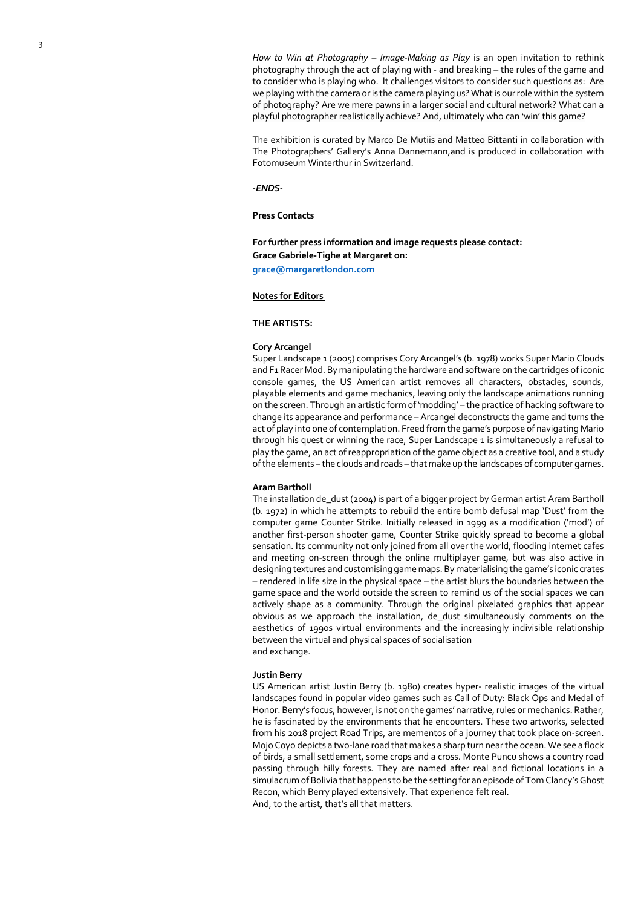*How to Win at Photography – Image-Making as Play* is an open invitation to rethink photography through the act of playing with - and breaking – the rules of the game and to consider who is playing who. It challenges visitors to consider such questions as: Are we playing with the camera or is the camera playing us? What is our role within the system of photography? Are we mere pawns in a larger social and cultural network? What can a playful photographer realistically achieve? And, ultimately who can 'win' this game?

The exhibition is curated by Marco De Mutiis and Matteo Bittanti in collaboration with The Photographers' Gallery's Anna Dannemann,and is produced in collaboration with Fotomuseum Winterthur in Switzerland.

***-ENDS-***

**Press Contacts**

**For further press information and image requests please contact:**
**Grace Gabriele-Tighe at Margaret on:**
**grace@margaretlondon.com**

**Notes for Editors**

**THE ARTISTS:**

**Cory Arcangel**
Super Landscape 1 (2005) comprises Cory Arcangel's (b. 1978) works Super Mario Clouds and F1 Racer Mod. By manipulating the hardware and software on the cartridges of iconic console games, the US American artist removes all characters, obstacles, sounds, playable elements and game mechanics, leaving only the landscape animations running on the screen. Through an artistic form of 'modding' – the practice of hacking software to change its appearance and performance – Arcangel deconstructs the game and turns the act of play into one of contemplation. Freed from the game's purpose of navigating Mario through his quest or winning the race, Super Landscape 1 is simultaneously a refusal to play the game, an act of reappropriation of the game object as a creative tool, and a study of the elements – the clouds and roads – that make up the landscapes of computer games.

**Aram Bartholl**
The installation de_dust (2004) is part of a bigger project by German artist Aram Bartholl (b. 1972) in which he attempts to rebuild the entire bomb defusal map 'Dust' from the computer game Counter Strike. Initially released in 1999 as a modification ('mod') of another first-person shooter game, Counter Strike quickly spread to become a global sensation. Its community not only joined from all over the world, flooding internet cafes and meeting on-screen through the online multiplayer game, but was also active in designing textures and customising game maps. By materialising the game's iconic crates – rendered in life size in the physical space – the artist blurs the boundaries between the game space and the world outside the screen to remind us of the social spaces we can actively shape as a community. Through the original pixelated graphics that appear obvious as we approach the installation, de_dust simultaneously comments on the aesthetics of 1990s virtual environments and the increasingly indivisible relationship between the virtual and physical spaces of socialisation
and exchange.

**Justin Berry**
US American artist Justin Berry (b. 1980) creates hyper- realistic images of the virtual landscapes found in popular video games such as Call of Duty: Black Ops and Medal of Honor. Berry's focus, however, is not on the games' narrative, rules or mechanics. Rather, he is fascinated by the environments that he encounters. These two artworks, selected from his 2018 project Road Trips, are mementos of a journey that took place on-screen. Mojo Coyo depicts a two-lane road that makes a sharp turn near the ocean. We see a flock of birds, a small settlement, some crops and a cross. Monte Puncu shows a country road passing through hilly forests. They are named after real and fictional locations in a simulacrum of Bolivia that happens to be the setting for an episode of Tom Clancy's Ghost Recon, which Berry played extensively. That experience felt real.
And, to the artist, that's all that matters.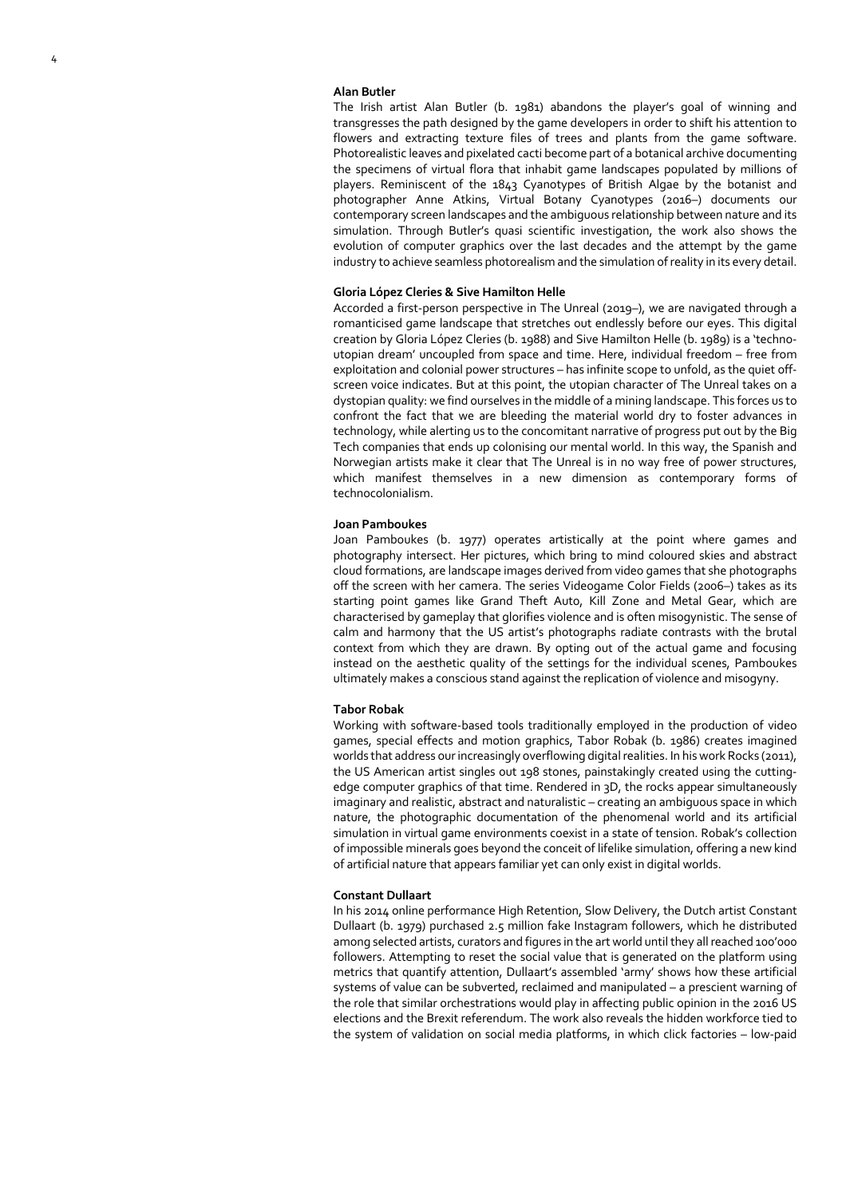**Alan Butler**

The Irish artist Alan Butler (b. 1981) abandons the player's goal of winning and transgresses the path designed by the game developers in order to shift his attention to flowers and extracting texture files of trees and plants from the game software. Photorealistic leaves and pixelated cacti become part of a botanical archive documenting the specimens of virtual flora that inhabit game landscapes populated by millions of players. Reminiscent of the 1843 Cyanotypes of British Algae by the botanist and photographer Anne Atkins, Virtual Botany Cyanotypes (2016–) documents our contemporary screen landscapes and the ambiguous relationship between nature and its simulation. Through Butler's quasi scientific investigation, the work also shows the evolution of computer graphics over the last decades and the attempt by the game industry to achieve seamless photorealism and the simulation of reality in its every detail.

**Gloria López Cleries & Sive Hamilton Helle**

Accorded a first-person perspective in The Unreal (2019–), we are navigated through a romanticised game landscape that stretches out endlessly before our eyes. This digital creation by Gloria López Cleries (b. 1988) and Sive Hamilton Helle (b. 1989) is a 'techno-utopian dream' uncoupled from space and time. Here, individual freedom – free from exploitation and colonial power structures – has infinite scope to unfold, as the quiet off-screen voice indicates. But at this point, the utopian character of The Unreal takes on a dystopian quality: we find ourselves in the middle of a mining landscape. This forces us to confront the fact that we are bleeding the material world dry to foster advances in technology, while alerting us to the concomitant narrative of progress put out by the Big Tech companies that ends up colonising our mental world. In this way, the Spanish and Norwegian artists make it clear that The Unreal is in no way free of power structures, which manifest themselves in a new dimension as contemporary forms of technocolonialism.

**Joan Pamboukes**

Joan Pamboukes (b. 1977) operates artistically at the point where games and photography intersect. Her pictures, which bring to mind coloured skies and abstract cloud formations, are landscape images derived from video games that she photographs off the screen with her camera. The series Videogame Color Fields (2006–) takes as its starting point games like Grand Theft Auto, Kill Zone and Metal Gear, which are characterised by gameplay that glorifies violence and is often misogynistic. The sense of calm and harmony that the US artist's photographs radiate contrasts with the brutal context from which they are drawn. By opting out of the actual game and focusing instead on the aesthetic quality of the settings for the individual scenes, Pamboukes ultimately makes a conscious stand against the replication of violence and misogyny.

**Tabor Robak**

Working with software-based tools traditionally employed in the production of video games, special effects and motion graphics, Tabor Robak (b. 1986) creates imagined worlds that address our increasingly overflowing digital realities. In his work Rocks (2011), the US American artist singles out 198 stones, painstakingly created using the cutting-edge computer graphics of that time. Rendered in 3D, the rocks appear simultaneously imaginary and realistic, abstract and naturalistic – creating an ambiguous space in which nature, the photographic documentation of the phenomenal world and its artificial simulation in virtual game environments coexist in a state of tension. Robak's collection of impossible minerals goes beyond the conceit of lifelike simulation, offering a new kind of artificial nature that appears familiar yet can only exist in digital worlds.

**Constant Dullaart**

In his 2014 online performance High Retention, Slow Delivery, the Dutch artist Constant Dullaart (b. 1979) purchased 2.5 million fake Instagram followers, which he distributed among selected artists, curators and figures in the art world until they all reached 100'000 followers. Attempting to reset the social value that is generated on the platform using metrics that quantify attention, Dullaart's assembled 'army' shows how these artificial systems of value can be subverted, reclaimed and manipulated – a prescient warning of the role that similar orchestrations would play in affecting public opinion in the 2016 US elections and the Brexit referendum. The work also reveals the hidden workforce tied to the system of validation on social media platforms, in which click factories – low-paid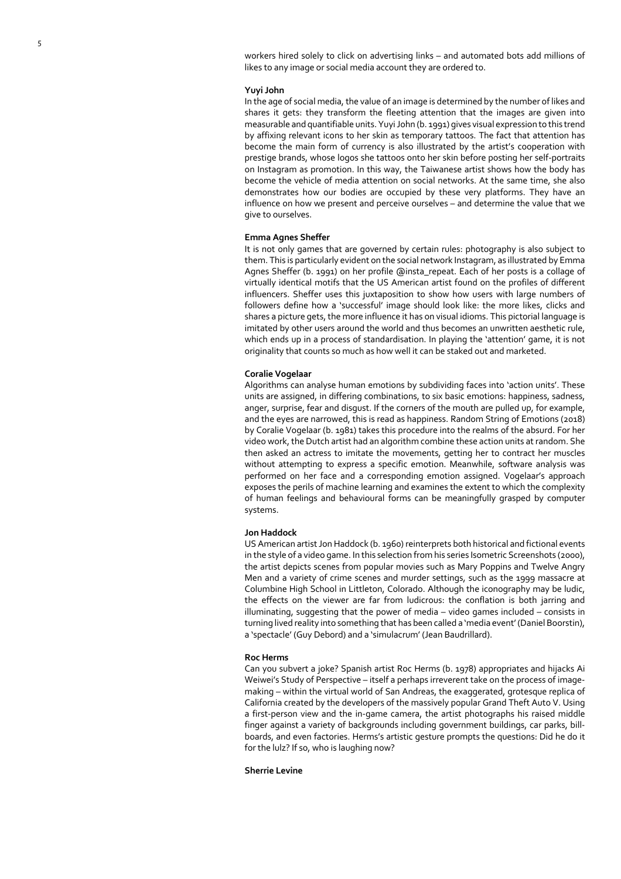workers hired solely to click on advertising links – and automated bots add millions of likes to any image or social media account they are ordered to.

**Yuyi John**

In the age of social media, the value of an image is determined by the number of likes and shares it gets: they transform the fleeting attention that the images are given into measurable and quantifiable units. Yuyi John (b. 1991) gives visual expression to this trend by affixing relevant icons to her skin as temporary tattoos. The fact that attention has become the main form of currency is also illustrated by the artist's cooperation with prestige brands, whose logos she tattoos onto her skin before posting her self-portraits on Instagram as promotion. In this way, the Taiwanese artist shows how the body has become the vehicle of media attention on social networks. At the same time, she also demonstrates how our bodies are occupied by these very platforms. They have an influence on how we present and perceive ourselves – and determine the value that we give to ourselves.

**Emma Agnes Sheffer**

It is not only games that are governed by certain rules: photography is also subject to them. This is particularly evident on the social network Instagram, as illustrated by Emma Agnes Sheffer (b. 1991) on her profile @insta_repeat. Each of her posts is a collage of virtually identical motifs that the US American artist found on the profiles of different influencers. Sheffer uses this juxtaposition to show how users with large numbers of followers define how a 'successful' image should look like: the more likes, clicks and shares a picture gets, the more influence it has on visual idioms. This pictorial language is imitated by other users around the world and thus becomes an unwritten aesthetic rule, which ends up in a process of standardisation. In playing the 'attention' game, it is not originality that counts so much as how well it can be staked out and marketed.

**Coralie Vogelaar**

Algorithms can analyse human emotions by subdividing faces into 'action units'. These units are assigned, in differing combinations, to six basic emotions: happiness, sadness, anger, surprise, fear and disgust. If the corners of the mouth are pulled up, for example, and the eyes are narrowed, this is read as happiness. Random String of Emotions (2018) by Coralie Vogelaar (b. 1981) takes this procedure into the realms of the absurd. For her video work, the Dutch artist had an algorithm combine these action units at random. She then asked an actress to imitate the movements, getting her to contract her muscles without attempting to express a specific emotion. Meanwhile, software analysis was performed on her face and a corresponding emotion assigned. Vogelaar's approach exposes the perils of machine learning and examines the extent to which the complexity of human feelings and behavioural forms can be meaningfully grasped by computer systems.

**Jon Haddock**

US American artist Jon Haddock (b. 1960) reinterprets both historical and fictional events in the style of a video game. In this selection from his series Isometric Screenshots (2000), the artist depicts scenes from popular movies such as Mary Poppins and Twelve Angry Men and a variety of crime scenes and murder settings, such as the 1999 massacre at Columbine High School in Littleton, Colorado. Although the iconography may be ludic, the effects on the viewer are far from ludicrous: the conflation is both jarring and illuminating, suggesting that the power of media – video games included – consists in turning lived reality into something that has been called a 'media event' (Daniel Boorstin), a 'spectacle' (Guy Debord) and a 'simulacrum' (Jean Baudrillard).

**Roc Herms**

Can you subvert a joke? Spanish artist Roc Herms (b. 1978) appropriates and hijacks Ai Weiwei's Study of Perspective – itself a perhaps irreverent take on the process of image-making – within the virtual world of San Andreas, the exaggerated, grotesque replica of California created by the developers of the massively popular Grand Theft Auto V. Using a first-person view and the in-game camera, the artist photographs his raised middle finger against a variety of backgrounds including government buildings, car parks, bill-boards, and even factories. Herms's artistic gesture prompts the questions: Did he do it for the lulz? If so, who is laughing now?

**Sherrie Levine**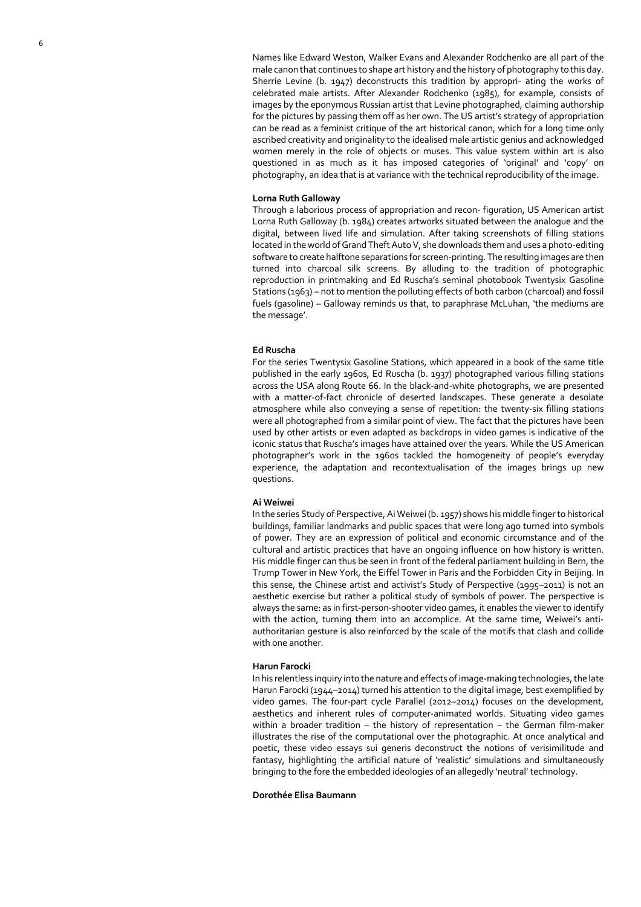Names like Edward Weston, Walker Evans and Alexander Rodchenko are all part of the male canon that continues to shape art history and the history of photography to this day. Sherrie Levine (b. 1947) deconstructs this tradition by appropri- ating the works of celebrated male artists. After Alexander Rodchenko (1985), for example, consists of images by the eponymous Russian artist that Levine photographed, claiming authorship for the pictures by passing them off as her own. The US artist's strategy of appropriation can be read as a feminist critique of the art historical canon, which for a long time only ascribed creativity and originality to the idealised male artistic genius and acknowledged women merely in the role of objects or muses. This value system within art is also questioned in as much as it has imposed categories of 'original' and 'copy' on photography, an idea that is at variance with the technical reproducibility of the image.

**Lorna Ruth Galloway**

Through a laborious process of appropriation and recon- figuration, US American artist Lorna Ruth Galloway (b. 1984) creates artworks situated between the analogue and the digital, between lived life and simulation. After taking screenshots of filling stations located in the world of Grand Theft Auto V, she downloads them and uses a photo-editing software to create halftone separations for screen-printing. The resulting images are then turned into charcoal silk screens. By alluding to the tradition of photographic reproduction in printmaking and Ed Ruscha's seminal photobook Twentysix Gasoline Stations (1963) – not to mention the polluting effects of both carbon (charcoal) and fossil fuels (gasoline) – Galloway reminds us that, to paraphrase McLuhan, 'the mediums are the message'.

**Ed Ruscha**

For the series Twentysix Gasoline Stations, which appeared in a book of the same title published in the early 1960s, Ed Ruscha (b. 1937) photographed various filling stations across the USA along Route 66. In the black-and-white photographs, we are presented with a matter-of-fact chronicle of deserted landscapes. These generate a desolate atmosphere while also conveying a sense of repetition: the twenty-six filling stations were all photographed from a similar point of view. The fact that the pictures have been used by other artists or even adapted as backdrops in video games is indicative of the iconic status that Ruscha's images have attained over the years. While the US American photographer's work in the 1960s tackled the homogeneity of people's everyday experience, the adaptation and recontextualisation of the images brings up new questions.

**Ai Weiwei**

In the series Study of Perspective, Ai Weiwei (b. 1957) shows his middle finger to historical buildings, familiar landmarks and public spaces that were long ago turned into symbols of power. They are an expression of political and economic circumstance and of the cultural and artistic practices that have an ongoing influence on how history is written. His middle finger can thus be seen in front of the federal parliament building in Bern, the Trump Tower in New York, the Eiffel Tower in Paris and the Forbidden City in Beijing. In this sense, the Chinese artist and activist's Study of Perspective (1995–2011) is not an aesthetic exercise but rather a political study of symbols of power. The perspective is always the same: as in first-person-shooter video games, it enables the viewer to identify with the action, turning them into an accomplice. At the same time, Weiwei's anti-authoritarian gesture is also reinforced by the scale of the motifs that clash and collide with one another.

**Harun Farocki**

In his relentless inquiry into the nature and effects of image-making technologies, the late Harun Farocki (1944–2014) turned his attention to the digital image, best exemplified by video games. The four-part cycle Parallel (2012–2014) focuses on the development, aesthetics and inherent rules of computer-animated worlds. Situating video games within a broader tradition – the history of representation – the German film-maker illustrates the rise of the computational over the photographic. At once analytical and poetic, these video essays sui generis deconstruct the notions of verisimilitude and fantasy, highlighting the artificial nature of 'realistic' simulations and simultaneously bringing to the fore the embedded ideologies of an allegedly 'neutral' technology.

**Dorothée Elisa Baumann**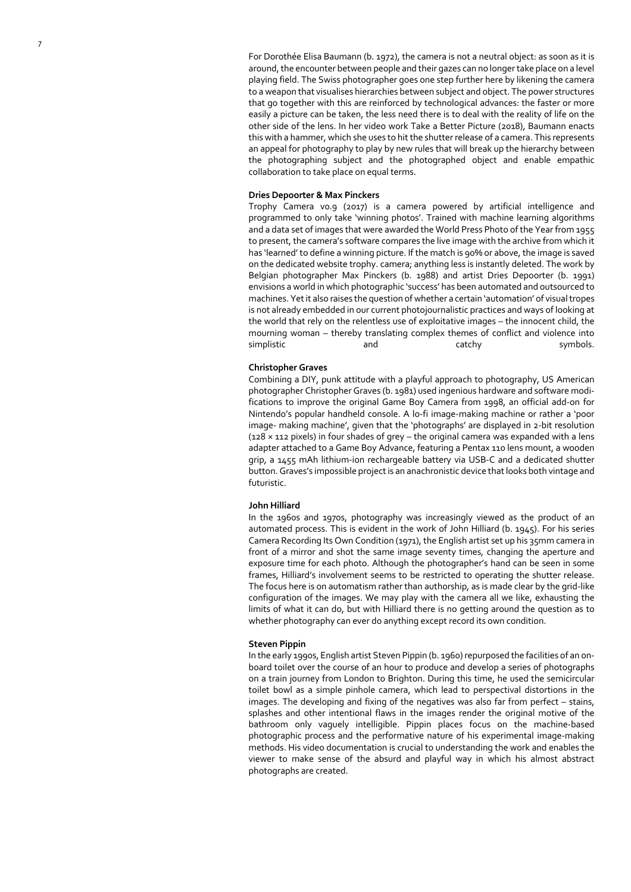For Dorothée Elisa Baumann (b. 1972), the camera is not a neutral object: as soon as it is around, the encounter between people and their gazes can no longer take place on a level playing field. The Swiss photographer goes one step further here by likening the camera to a weapon that visualises hierarchies between subject and object. The power structures that go together with this are reinforced by technological advances: the faster or more easily a picture can be taken, the less need there is to deal with the reality of life on the other side of the lens. In her video work Take a Better Picture (2018), Baumann enacts this with a hammer, which she uses to hit the shutter release of a camera. This represents an appeal for photography to play by new rules that will break up the hierarchy between the photographing subject and the photographed object and enable empathic collaboration to take place on equal terms.

**Dries Depoorter & Max Pinckers**

Trophy Camera v0.9 (2017) is a camera powered by artificial intelligence and programmed to only take 'winning photos'. Trained with machine learning algorithms and a data set of images that were awarded the World Press Photo of the Year from 1955 to present, the camera's software compares the live image with the archive from which it has 'learned' to define a winning picture. If the match is 90% or above, the image is saved on the dedicated website trophy. camera; anything less is instantly deleted. The work by Belgian photographer Max Pinckers (b. 1988) and artist Dries Depoorter (b. 1991) envisions a world in which photographic 'success' has been automated and outsourced to machines. Yet it also raises the question of whether a certain 'automation' of visual tropes is not already embedded in our current photojournalistic practices and ways of looking at the world that rely on the relentless use of exploitative images – the innocent child, the mourning woman – thereby translating complex themes of conflict and violence into simplistic and catchy symbols.

**Christopher Graves**

Combining a DIY, punk attitude with a playful approach to photography, US American photographer Christopher Graves (b. 1981) used ingenious hardware and software modifications to improve the original Game Boy Camera from 1998, an official add-on for Nintendo's popular handheld console. A lo-fi image-making machine or rather a 'poor image- making machine', given that the 'photographs' are displayed in 2-bit resolution (128 × 112 pixels) in four shades of grey – the original camera was expanded with a lens adapter attached to a Game Boy Advance, featuring a Pentax 110 lens mount, a wooden grip, a 1455 mAh lithium-ion rechargeable battery via USB-C and a dedicated shutter button. Graves's impossible project is an anachronistic device that looks both vintage and futuristic.

**John Hilliard**

In the 1960s and 1970s, photography was increasingly viewed as the product of an automated process. This is evident in the work of John Hilliard (b. 1945). For his series Camera Recording Its Own Condition (1971), the English artist set up his 35mm camera in front of a mirror and shot the same image seventy times, changing the aperture and exposure time for each photo. Although the photographer's hand can be seen in some frames, Hilliard's involvement seems to be restricted to operating the shutter release. The focus here is on automatism rather than authorship, as is made clear by the grid-like configuration of the images. We may play with the camera all we like, exhausting the limits of what it can do, but with Hilliard there is no getting around the question as to whether photography can ever do anything except record its own condition.

**Steven Pippin**

In the early 1990s, English artist Steven Pippin (b. 1960) repurposed the facilities of an on-board toilet over the course of an hour to produce and develop a series of photographs on a train journey from London to Brighton. During this time, he used the semicircular toilet bowl as a simple pinhole camera, which lead to perspectival distortions in the images. The developing and fixing of the negatives was also far from perfect – stains, splashes and other intentional flaws in the images render the original motive of the bathroom only vaguely intelligible. Pippin places focus on the machine-based photographic process and the performative nature of his experimental image-making methods. His video documentation is crucial to understanding the work and enables the viewer to make sense of the absurd and playful way in which his almost abstract photographs are created.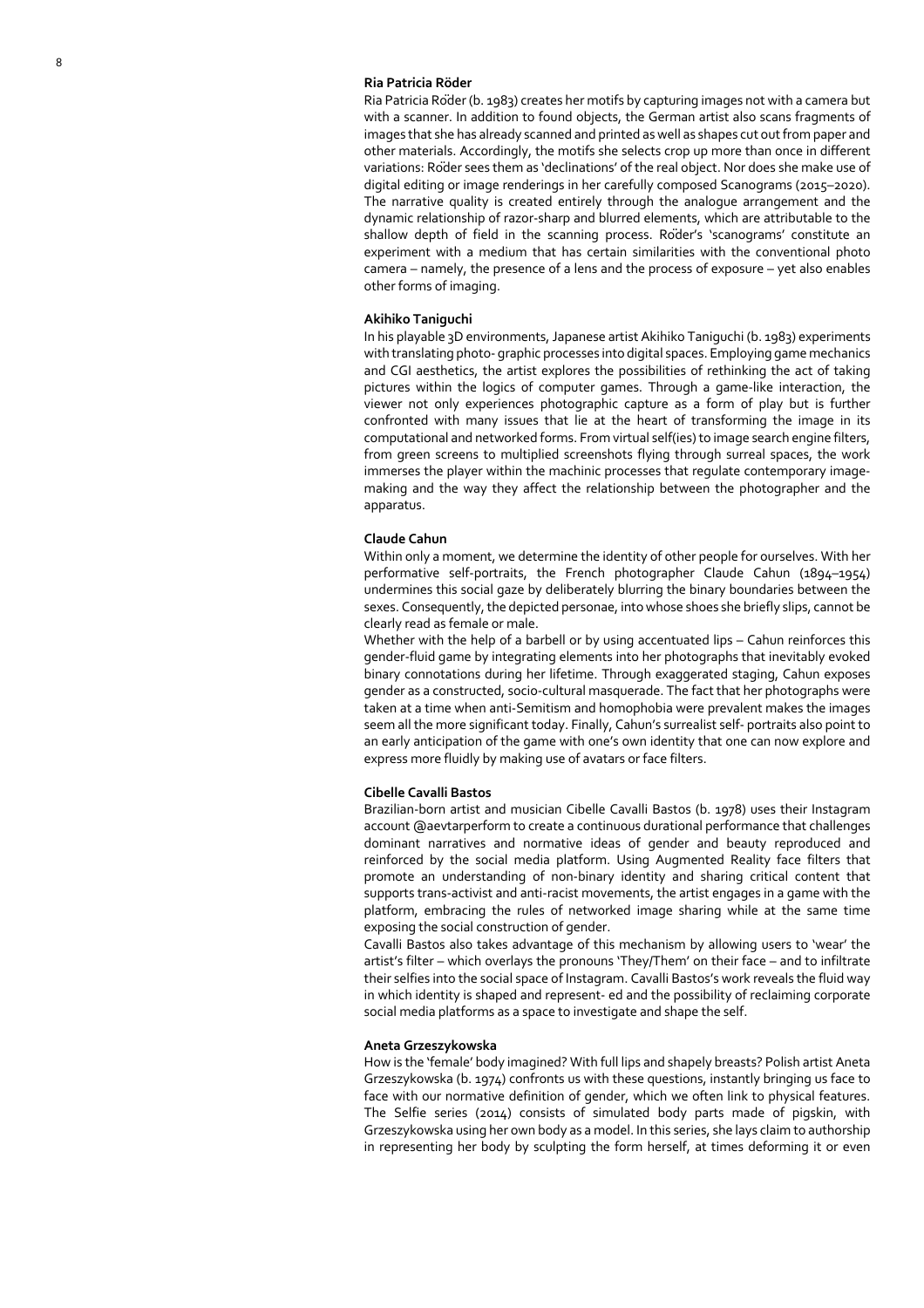#### Ria Patricia Röder

Ria Patricia Röder (b. 1983) creates her motifs by capturing images not with a camera but with a scanner. In addition to found objects, the German artist also scans fragments of images that she has already scanned and printed as well as shapes cut out from paper and other materials. Accordingly, the motifs she selects crop up more than once in different variations: Röder sees them as 'declinations' of the real object. Nor does she make use of digital editing or image renderings in her carefully composed Scanograms (2015–2020). The narrative quality is created entirely through the analogue arrangement and the dynamic relationship of razor-sharp and blurred elements, which are attributable to the shallow depth of field in the scanning process. Röder's 'scanograms' constitute an experiment with a medium that has certain similarities with the conventional photo camera – namely, the presence of a lens and the process of exposure – yet also enables other forms of imaging.

#### Akihiko Taniguchi

In his playable 3D environments, Japanese artist Akihiko Taniguchi (b. 1983) experiments with translating photo- graphic processes into digital spaces. Employing game mechanics and CGI aesthetics, the artist explores the possibilities of rethinking the act of taking pictures within the logics of computer games. Through a game-like interaction, the viewer not only experiences photographic capture as a form of play but is further confronted with many issues that lie at the heart of transforming the image in its computational and networked forms. From virtual self(ies) to image search engine filters, from green screens to multiplied screenshots flying through surreal spaces, the work immerses the player within the machinic processes that regulate contemporary image-making and the way they affect the relationship between the photographer and the apparatus.

#### Claude Cahun

Within only a moment, we determine the identity of other people for ourselves. With her performative self-portraits, the French photographer Claude Cahun (1894–1954) undermines this social gaze by deliberately blurring the binary boundaries between the sexes. Consequently, the depicted personae, into whose shoes she briefly slips, cannot be clearly read as female or male.

Whether with the help of a barbell or by using accentuated lips – Cahun reinforces this gender-fluid game by integrating elements into her photographs that inevitably evoked binary connotations during her lifetime. Through exaggerated staging, Cahun exposes gender as a constructed, socio-cultural masquerade. The fact that her photographs were taken at a time when anti-Semitism and homophobia were prevalent makes the images seem all the more significant today. Finally, Cahun's surrealist self- portraits also point to an early anticipation of the game with one's own identity that one can now explore and express more fluidly by making use of avatars or face filters.

#### Cibelle Cavalli Bastos

Brazilian-born artist and musician Cibelle Cavalli Bastos (b. 1978) uses their Instagram account @aevtarperform to create a continuous durational performance that challenges dominant narratives and normative ideas of gender and beauty reproduced and reinforced by the social media platform. Using Augmented Reality face filters that promote an understanding of non-binary identity and sharing critical content that supports trans-activist and anti-racist movements, the artist engages in a game with the platform, embracing the rules of networked image sharing while at the same time exposing the social construction of gender.

Cavalli Bastos also takes advantage of this mechanism by allowing users to 'wear' the artist's filter – which overlays the pronouns 'They/Them' on their face – and to infiltrate their selfies into the social space of Instagram. Cavalli Bastos's work reveals the fluid way in which identity is shaped and represent- ed and the possibility of reclaiming corporate social media platforms as a space to investigate and shape the self.

#### Aneta Grzeszykowska

How is the 'female' body imagined? With full lips and shapely breasts? Polish artist Aneta Grzeszykowska (b. 1974) confronts us with these questions, instantly bringing us face to face with our normative definition of gender, which we often link to physical features. The Selfie series (2014) consists of simulated body parts made of pigskin, with Grzeszykowska using her own body as a model. In this series, she lays claim to authorship in representing her body by sculpting the form herself, at times deforming it or even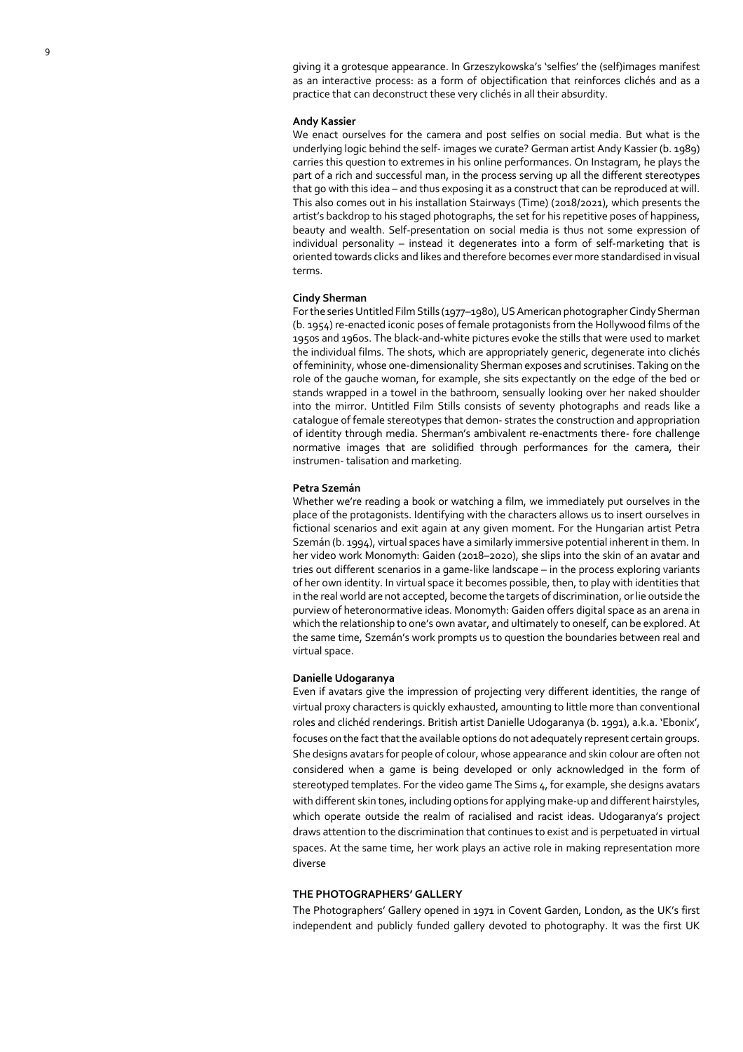giving it a grotesque appearance. In Grzeszykowska's 'selfies' the (self)images manifest as an interactive process: as a form of objectification that reinforces clichés and as a practice that can deconstruct these very clichés in all their absurdity.

**Andy Kassier**

We enact ourselves for the camera and post selfies on social media. But what is the underlying logic behind the self- images we curate? German artist Andy Kassier (b. 1989) carries this question to extremes in his online performances. On Instagram, he plays the part of a rich and successful man, in the process serving up all the different stereotypes that go with this idea – and thus exposing it as a construct that can be reproduced at will. This also comes out in his installation Stairways (Time) (2018/2021), which presents the artist's backdrop to his staged photographs, the set for his repetitive poses of happiness, beauty and wealth. Self-presentation on social media is thus not some expression of individual personality – instead it degenerates into a form of self-marketing that is oriented towards clicks and likes and therefore becomes ever more standardised in visual terms.

**Cindy Sherman**

For the series Untitled Film Stills (1977–1980), US American photographer Cindy Sherman (b. 1954) re-enacted iconic poses of female protagonists from the Hollywood films of the 1950s and 1960s. The black-and-white pictures evoke the stills that were used to market the individual films. The shots, which are appropriately generic, degenerate into clichés of femininity, whose one-dimensionality Sherman exposes and scrutinises. Taking on the role of the gauche woman, for example, she sits expectantly on the edge of the bed or stands wrapped in a towel in the bathroom, sensually looking over her naked shoulder into the mirror. Untitled Film Stills consists of seventy photographs and reads like a catalogue of female stereotypes that demon- strates the construction and appropriation of identity through media. Sherman's ambivalent re-enactments there- fore challenge normative images that are solidified through performances for the camera, their instrumen- talisation and marketing.

**Petra Szemán**

Whether we're reading a book or watching a film, we immediately put ourselves in the place of the protagonists. Identifying with the characters allows us to insert ourselves in fictional scenarios and exit again at any given moment. For the Hungarian artist Petra Szemán (b. 1994), virtual spaces have a similarly immersive potential inherent in them. In her video work Monomyth: Gaiden (2018–2020), she slips into the skin of an avatar and tries out different scenarios in a game-like landscape – in the process exploring variants of her own identity. In virtual space it becomes possible, then, to play with identities that in the real world are not accepted, become the targets of discrimination, or lie outside the purview of heteronormative ideas. Monomyth: Gaiden offers digital space as an arena in which the relationship to one's own avatar, and ultimately to oneself, can be explored. At the same time, Szemán's work prompts us to question the boundaries between real and virtual space.

**Danielle Udogaranya**

Even if avatars give the impression of projecting very different identities, the range of virtual proxy characters is quickly exhausted, amounting to little more than conventional roles and clichéd renderings. British artist Danielle Udogaranya (b. 1991), a.k.a. 'Ebonix', focuses on the fact that the available options do not adequately represent certain groups. She designs avatars for people of colour, whose appearance and skin colour are often not considered when a game is being developed or only acknowledged in the form of stereotyped templates. For the video game The Sims 4, for example, she designs avatars with different skin tones, including options for applying make-up and different hairstyles, which operate outside the realm of racialised and racist ideas. Udogaranya's project draws attention to the discrimination that continues to exist and is perpetuated in virtual spaces. At the same time, her work plays an active role in making representation more diverse

**THE PHOTOGRAPHERS' GALLERY**

The Photographers' Gallery opened in 1971 in Covent Garden, London, as the UK's first independent and publicly funded gallery devoted to photography. It was the first UK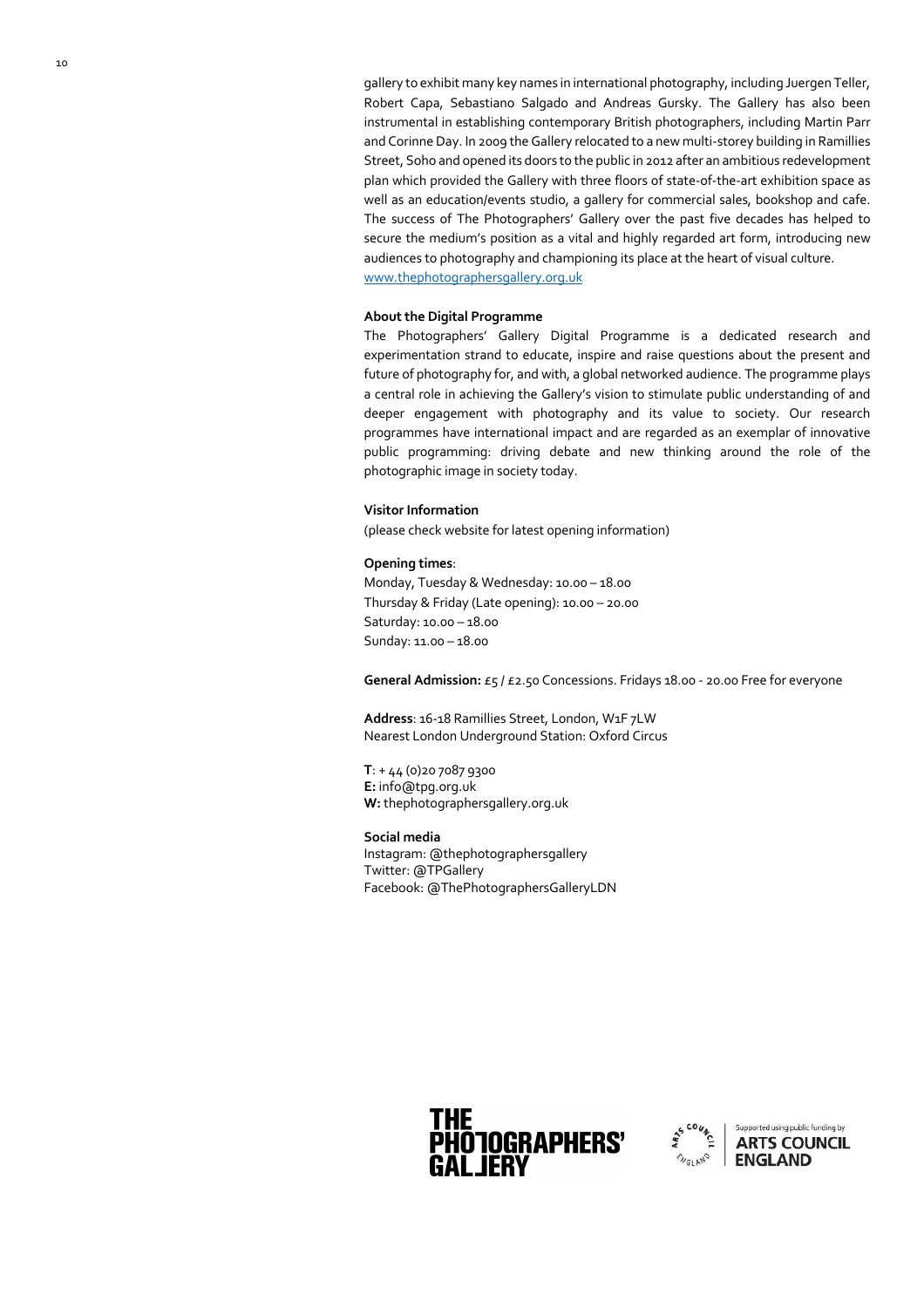gallery to exhibit many key names in international photography, including Juergen Teller, Robert Capa, Sebastiano Salgado and Andreas Gursky. The Gallery has also been instrumental in establishing contemporary British photographers, including Martin Parr and Corinne Day. In 2009 the Gallery relocated to a new multi-storey building in Ramillies Street, Soho and opened its doors to the public in 2012 after an ambitious redevelopment plan which provided the Gallery with three floors of state-of-the-art exhibition space as well as an education/events studio, a gallery for commercial sales, bookshop and cafe. The success of The Photographers' Gallery over the past five decades has helped to secure the medium's position as a vital and highly regarded art form, introducing new audiences to photography and championing its place at the heart of visual culture.
[www.thephotographersgallery.org.uk](http://www.thephotographersgallery.org.uk)

**About the Digital Programme**

The Photographers' Gallery Digital Programme is a dedicated research and experimentation strand to educate, inspire and raise questions about the present and future of photography for, and with, a global networked audience. The programme plays a central role in achieving the Gallery's vision to stimulate public understanding of and deeper engagement with photography and its value to society. Our research programmes have international impact and are regarded as an exemplar of innovative public programming: driving debate and new thinking around the role of the photographic image in society today.

**Visitor Information**

(please check website for latest opening information)

**Opening times**:

Monday, Tuesday & Wednesday: 10.00 – 18.00
Thursday & Friday (Late opening): 10.00 – 20.00
Saturday: 10.00 – 18.00
Sunday: 11.00 – 18.00

**General Admission:** £5 / £2.50 Concessions. Fridays 18.00 - 20.00 Free for everyone

**Address**: 16-18 Ramillies Street, London, W1F 7LW
Nearest London Underground Station: Oxford Circus

**T**: + 44 (0)20 7087 9300
**E:** info@tpg.org.uk
**W:** thephotographersgallery.org.uk

**Social media**

Instagram: @thephotographersgallery
Twitter: @TPGallery
Facebook: @ThePhotographersGalleryLDN

THE PHOTOGRAPHERS' GALLERY

Supported using public funding by ARTS COUNCIL ENGLAND